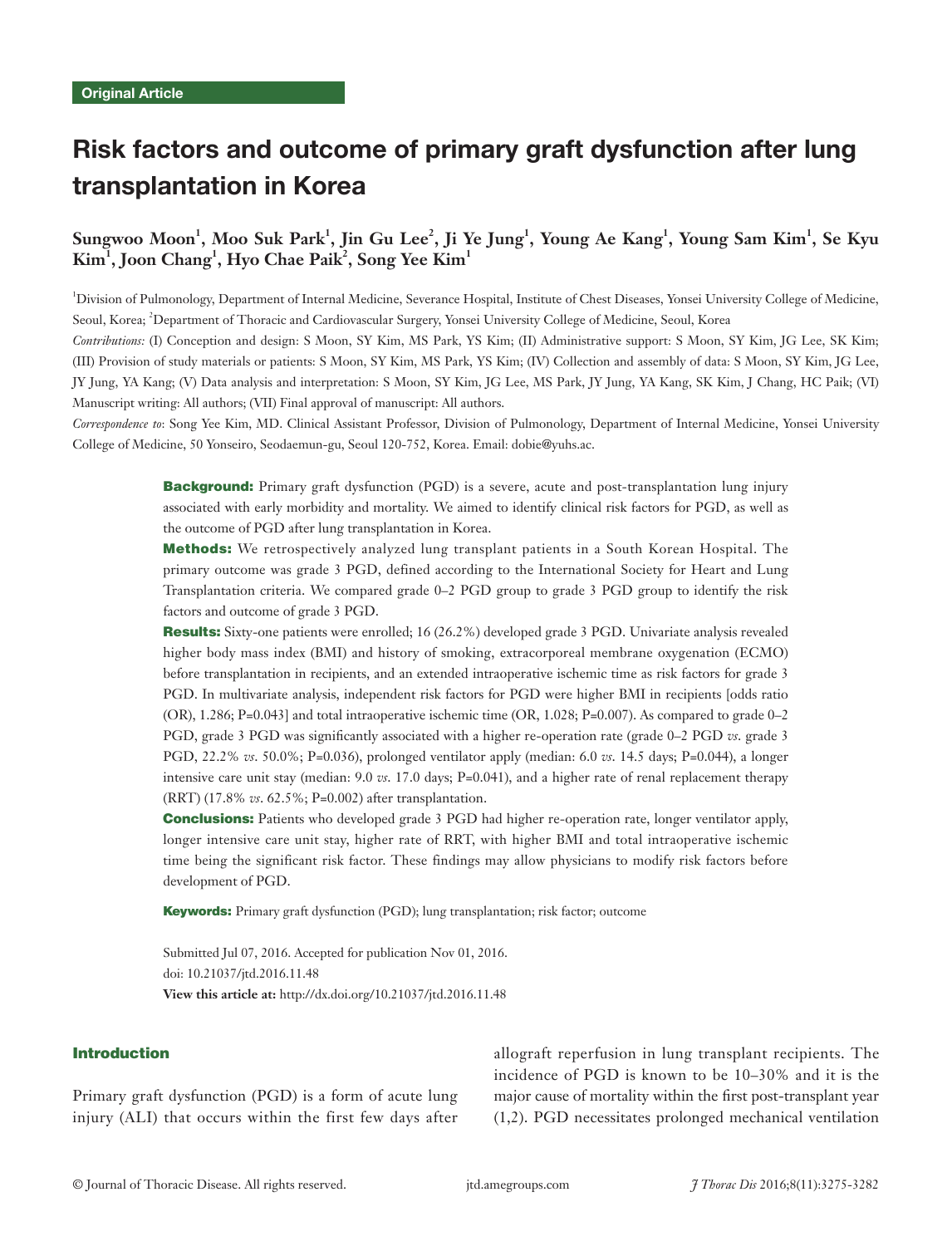Original Article

# Risk factors and outcome of primary graft dysfunction after lung transplantation in Korea

**Sungwoo Moon[1], Moo Suk Park[1], Jin Gu Lee[2], Ji Ye Jung[1], Young Ae Kang[1], Young Sam Kim[1], Se Kyu Kim[1], Joon Chang[1], Hyo Chae Paik[2], Song Yee Kim[1]**

[1]Division of Pulmonology, Department of Internal Medicine, Severance Hospital, Institute of Chest Diseases, Yonsei University College of Medicine, Seoul, Korea; [2]Department of Thoracic and Cardiovascular Surgery, Yonsei University College of Medicine, Seoul, Korea

*Contributions:* (I) Conception and design: S Moon, SY Kim, MS Park, YS Kim; (II) Administrative support: S Moon, SY Kim, JG Lee, SK Kim; (III) Provision of study materials or patients: S Moon, SY Kim, MS Park, YS Kim; (IV) Collection and assembly of data: S Moon, SY Kim, JG Lee, JY Jung, YA Kang; (V) Data analysis and interpretation: S Moon, SY Kim, JG Lee, MS Park, JY Jung, YA Kang, SK Kim, J Chang, HC Paik; (VI) Manuscript writing: All authors; (VII) Final approval of manuscript: All authors.

*Correspondence to:* Song Yee Kim, MD. Clinical Assistant Professor, Division of Pulmonology, Department of Internal Medicine, Yonsei University College of Medicine, 50 Yonseiro, Seodaemun-gu, Seoul 120-752, Korea. Email: dobie@yuhs.ac.

**Background:** Primary graft dysfunction (PGD) is a severe, acute and post-transplantation lung injury associated with early morbidity and mortality. We aimed to identify clinical risk factors for PGD, as well as the outcome of PGD after lung transplantation in Korea.

**Methods:** We retrospectively analyzed lung transplant patients in a South Korean Hospital. The primary outcome was grade 3 PGD, defined according to the International Society for Heart and Lung Transplantation criteria. We compared grade 0–2 PGD group to grade 3 PGD group to identify the risk factors and outcome of grade 3 PGD.

**Results:** Sixty-one patients were enrolled; 16 (26.2%) developed grade 3 PGD. Univariate analysis revealed higher body mass index (BMI) and history of smoking, extracorporeal membrane oxygenation (ECMO) before transplantation in recipients, and an extended intraoperative ischemic time as risk factors for grade 3 PGD. In multivariate analysis, independent risk factors for PGD were higher BMI in recipients [odds ratio (OR), 1.286; P=0.043] and total intraoperative ischemic time (OR, 1.028; P=0.007). As compared to grade 0–2 PGD, grade 3 PGD was significantly associated with a higher re-operation rate (grade 0–2 PGD *vs.* grade 3 PGD, 22.2% *vs.* 50.0%; P=0.036), prolonged ventilator apply (median: 6.0 *vs.* 14.5 days; P=0.044), a longer intensive care unit stay (median: 9.0 *vs.* 17.0 days; P=0.041), and a higher rate of renal replacement therapy (RRT) (17.8% *vs.* 62.5%; P=0.002) after transplantation.

**Conclusions:** Patients who developed grade 3 PGD had higher re-operation rate, longer ventilator apply, longer intensive care unit stay, higher rate of RRT, with higher BMI and total intraoperative ischemic time being the significant risk factor. These findings may allow physicians to modify risk factors before development of PGD.

**Keywords:** Primary graft dysfunction (PGD); lung transplantation; risk factor; outcome

Submitted Jul 07, 2016. Accepted for publication Nov 01, 2016.
doi: 10.21037/jtd.2016.11.48
**View this article at:** http://dx.doi.org/10.21037/jtd.2016.11.48

## Introduction

Primary graft dysfunction (PGD) is a form of acute lung injury (ALI) that occurs within the first few days after allograft reperfusion in lung transplant recipients. The incidence of PGD is known to be 10–30% and it is the major cause of mortality within the first post-transplant year (1,2). PGD necessitates prolonged mechanical ventilation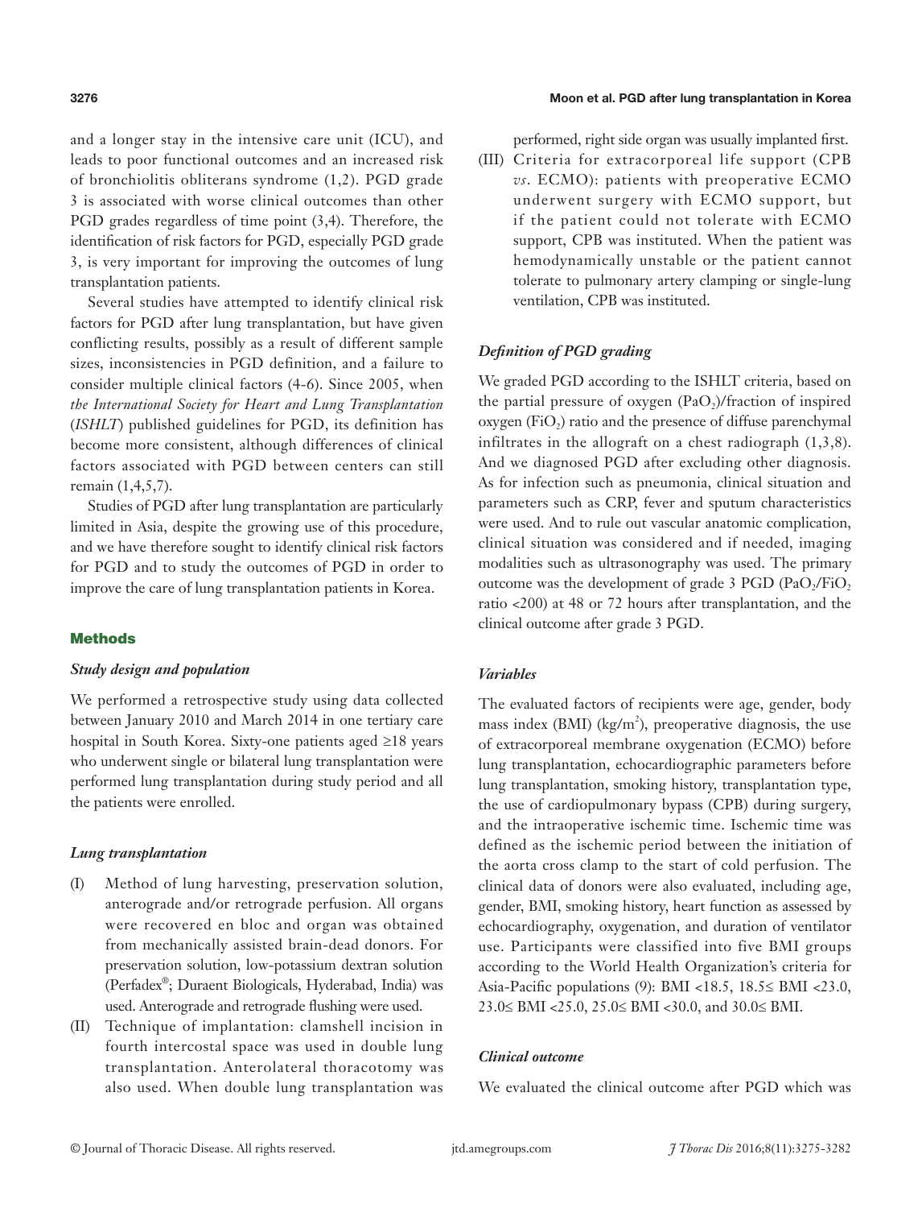and a longer stay in the intensive care unit (ICU), and leads to poor functional outcomes and an increased risk of bronchiolitis obliterans syndrome (1,2). PGD grade 3 is associated with worse clinical outcomes than other PGD grades regardless of time point (3,4). Therefore, the identification of risk factors for PGD, especially PGD grade 3, is very important for improving the outcomes of lung transplantation patients.

Several studies have attempted to identify clinical risk factors for PGD after lung transplantation, but have given conflicting results, possibly as a result of different sample sizes, inconsistencies in PGD definition, and a failure to consider multiple clinical factors (4-6). Since 2005, when *the International Society for Heart and Lung Transplantation* (*ISHLT*) published guidelines for PGD, its definition has become more consistent, although differences of clinical factors associated with PGD between centers can still remain (1,4,5,7).

Studies of PGD after lung transplantation are particularly limited in Asia, despite the growing use of this procedure, and we have therefore sought to identify clinical risk factors for PGD and to study the outcomes of PGD in order to improve the care of lung transplantation patients in Korea.

## Methods

### *Study design and population*

We performed a retrospective study using data collected between January 2010 and March 2014 in one tertiary care hospital in South Korea. Sixty-one patients aged ≥18 years who underwent single or bilateral lung transplantation were performed lung transplantation during study period and all the patients were enrolled.

### *Lung transplantation*

(I) Method of lung harvesting, preservation solution, anterograde and/or retrograde perfusion. All organs were recovered en bloc and organ was obtained from mechanically assisted brain-dead donors. For preservation solution, low-potassium dextran solution (Perfadex®; Duraent Biologicals, Hyderabad, India) was used. Anterograde and retrograde flushing were used.

(II) Technique of implantation: clamshell incision in fourth intercostal space was used in double lung transplantation. Anterolateral thoracotomy was also used. When double lung transplantation was performed, right side organ was usually implanted first.

(III) Criteria for extracorporeal life support (CPB *vs*. ECMO): patients with preoperative ECMO underwent surgery with ECMO support, but if the patient could not tolerate with ECMO support, CPB was instituted. When the patient was hemodynamically unstable or the patient cannot tolerate to pulmonary artery clamping or single-lung ventilation, CPB was instituted.

### *Definition of PGD grading*

We graded PGD according to the ISHLT criteria, based on the partial pressure of oxygen ($PaO_2$)/fraction of inspired oxygen ($FiO_2$) ratio and the presence of diffuse parenchymal infiltrates in the allograft on a chest radiograph (1,3,8). And we diagnosed PGD after excluding other diagnosis. As for infection such as pneumonia, clinical situation and parameters such as CRP, fever and sputum characteristics were used. And to rule out vascular anatomic complication, clinical situation was considered and if needed, imaging modalities such as ultrasonography was used. The primary outcome was the development of grade 3 PGD ($PaO_2/FiO_2$ ratio <200) at 48 or 72 hours after transplantation, and the clinical outcome after grade 3 PGD.

### *Variables*

The evaluated factors of recipients were age, gender, body mass index (BMI) ($kg/m^2$), preoperative diagnosis, the use of extracorporeal membrane oxygenation (ECMO) before lung transplantation, echocardiographic parameters before lung transplantation, smoking history, transplantation type, the use of cardiopulmonary bypass (CPB) during surgery, and the intraoperative ischemic time. Ischemic time was defined as the ischemic period between the initiation of the aorta cross clamp to the start of cold perfusion. The clinical data of donors were also evaluated, including age, gender, BMI, smoking history, heart function as assessed by echocardiography, oxygenation, and duration of ventilator use. Participants were classified into five BMI groups according to the World Health Organization's criteria for Asia-Pacific populations (9): BMI <18.5, 18.5≤ BMI <23.0, 23.0≤ BMI <25.0, 25.0≤ BMI <30.0, and 30.0≤ BMI.

### *Clinical outcome*

We evaluated the clinical outcome after PGD which was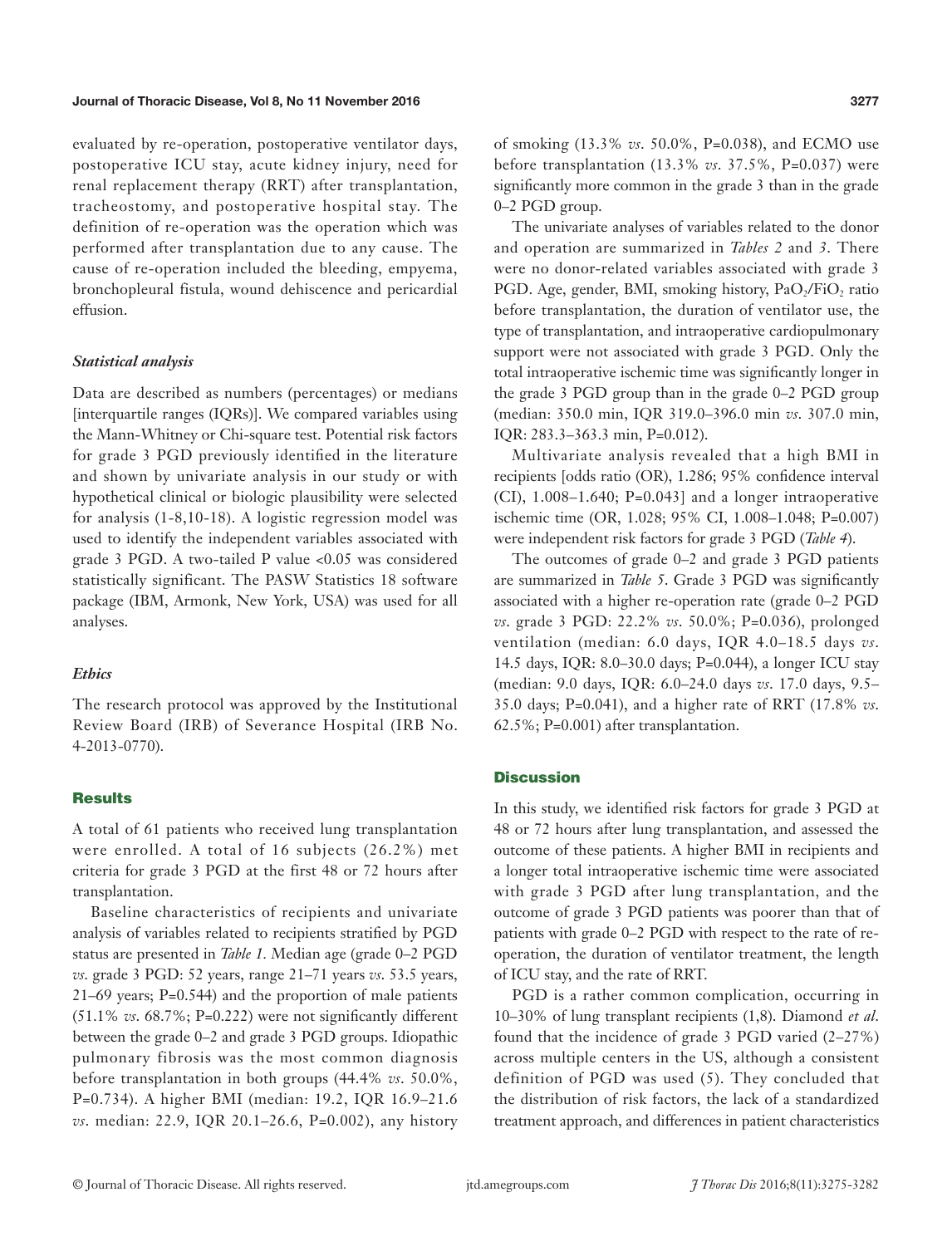evaluated by re-operation, postoperative ventilator days, postoperative ICU stay, acute kidney injury, need for renal replacement therapy (RRT) after transplantation, tracheostomy, and postoperative hospital stay. The definition of re-operation was the operation which was performed after transplantation due to any cause. The cause of re-operation included the bleeding, empyema, bronchopleural fistula, wound dehiscence and pericardial effusion.

### *Statistical analysis*

Data are described as numbers (percentages) or medians [interquartile ranges (IQRs)]. We compared variables using the Mann-Whitney or Chi-square test. Potential risk factors for grade 3 PGD previously identified in the literature and shown by univariate analysis in our study or with hypothetical clinical or biologic plausibility were selected for analysis (1-8,10-18). A logistic regression model was used to identify the independent variables associated with grade 3 PGD. A two-tailed P value <0.05 was considered statistically significant. The PASW Statistics 18 software package (IBM, Armonk, New York, USA) was used for all analyses.

### *Ethics*

The research protocol was approved by the Institutional Review Board (IRB) of Severance Hospital (IRB No. 4-2013-0770).

## Results

A total of 61 patients who received lung transplantation were enrolled. A total of 16 subjects (26.2%) met criteria for grade 3 PGD at the first 48 or 72 hours after transplantation.

Baseline characteristics of recipients and univariate analysis of variables related to recipients stratified by PGD status are presented in *Table 1*. Median age (grade 0–2 PGD *vs.* grade 3 PGD: 52 years, range 21–71 years *vs.* 53.5 years, 21–69 years; P=0.544) and the proportion of male patients (51.1% *vs.* 68.7%; P=0.222) were not significantly different between the grade 0–2 and grade 3 PGD groups. Idiopathic pulmonary fibrosis was the most common diagnosis before transplantation in both groups (44.4% *vs.* 50.0%, P=0.734). A higher BMI (median: 19.2, IQR 16.9–21.6 *vs.* median: 22.9, IQR 20.1–26.6, P=0.002), any history of smoking (13.3% *vs.* 50.0%, P=0.038), and ECMO use before transplantation (13.3% *vs.* 37.5%, P=0.037) were significantly more common in the grade 3 than in the grade 0–2 PGD group.

The univariate analyses of variables related to the donor and operation are summarized in *Tables 2* and *3*. There were no donor-related variables associated with grade 3 PGD. Age, gender, BMI, smoking history, $PaO_2/FiO_2$ ratio before transplantation, the duration of ventilator use, the type of transplantation, and intraoperative cardiopulmonary support were not associated with grade 3 PGD. Only the total intraoperative ischemic time was significantly longer in the grade 3 PGD group than in the grade 0–2 PGD group (median: 350.0 min, IQR 319.0–396.0 min *vs.* 307.0 min, IQR: 283.3–363.3 min, P=0.012).

Multivariate analysis revealed that a high BMI in recipients [odds ratio (OR), 1.286; 95% confidence interval (CI), 1.008–1.640; P=0.043] and a longer intraoperative ischemic time (OR, 1.028; 95% CI, 1.008–1.048; P=0.007) were independent risk factors for grade 3 PGD (*Table 4*).

The outcomes of grade 0–2 and grade 3 PGD patients are summarized in *Table 5*. Grade 3 PGD was significantly associated with a higher re-operation rate (grade 0–2 PGD *vs.* grade 3 PGD: 22.2% *vs.* 50.0%; P=0.036), prolonged ventilation (median: 6.0 days, IQR 4.0–18.5 days *vs.* 14.5 days, IQR: 8.0–30.0 days; P=0.044), a longer ICU stay (median: 9.0 days, IQR: 6.0–24.0 days *vs.* 17.0 days, 9.5–35.0 days; P=0.041), and a higher rate of RRT (17.8% *vs.* 62.5%; P=0.001) after transplantation.

## Discussion

In this study, we identified risk factors for grade 3 PGD at 48 or 72 hours after lung transplantation, and assessed the outcome of these patients. A higher BMI in recipients and a longer total intraoperative ischemic time were associated with grade 3 PGD after lung transplantation, and the outcome of grade 3 PGD patients was poorer than that of patients with grade 0–2 PGD with respect to the rate of re-operation, the duration of ventilator treatment, the length of ICU stay, and the rate of RRT.

PGD is a rather common complication, occurring in 10–30% of lung transplant recipients (1,8). Diamond *et al.* found that the incidence of grade 3 PGD varied (2–27%) across multiple centers in the US, although a consistent definition of PGD was used (5). They concluded that the distribution of risk factors, the lack of a standardized treatment approach, and differences in patient characteristics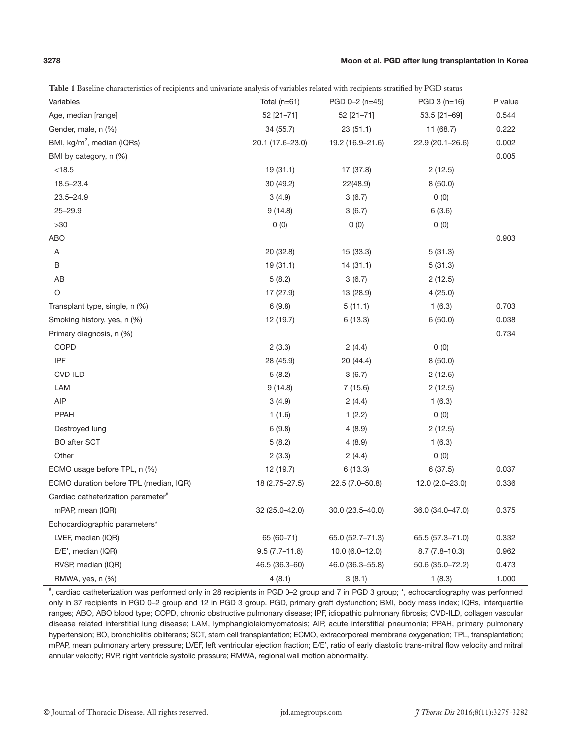**Table 1** Baseline characteristics of recipients and univariate analysis of variables related with recipients stratified by PGD status

| Variables | Total (n=61) | PGD 0–2 (n=45) | PGD 3 (n=16) | P value |
|---|---|---|---|---|
| Age, median [range] | 52 [21–71] | 52 [21–71] | 53.5 [21–69] | 0.544 |
| Gender, male, n (%) | 34 (55.7) | 23 (51.1) | 11 (68.7) | 0.222 |
| BMI, kg/m$^2$, median (IQRs) | 20.1 (17.6–23.0) | 19.2 (16.9–21.6) | 22.9 (20.1–26.6) | 0.002 |
| BMI by category, n (%) | | | | 0.005 |
| <18.5 | 19 (31.1) | 17 (37.8) | 2 (12.5) | |
| 18.5–23.4 | 30 (49.2) | 22(48.9) | 8 (50.0) | |
| 23.5–24.9 | 3 (4.9) | 3 (6.7) | 0 (0) | |
| 25–29.9 | 9 (14.8) | 3 (6.7) | 6 (3.6) | |
| >30 | 0 (0) | 0 (0) | 0 (0) | |
| ABO | | | | 0.903 |
| A | 20 (32.8) | 15 (33.3) | 5 (31.3) | |
| B | 19 (31.1) | 14 (31.1) | 5 (31.3) | |
| AB | 5 (8.2) | 3 (6.7) | 2 (12.5) | |
| O | 17 (27.9) | 13 (28.9) | 4 (25.0) | |
| Transplant type, single, n (%) | 6 (9.8) | 5 (11.1) | 1 (6.3) | 0.703 |
| Smoking history, yes, n (%) | 12 (19.7) | 6 (13.3) | 6 (50.0) | 0.038 |
| Primary diagnosis, n (%) | | | | 0.734 |
| COPD | 2 (3.3) | 2 (4.4) | 0 (0) | |
| IPF | 28 (45.9) | 20 (44.4) | 8 (50.0) | |
| CVD-ILD | 5 (8.2) | 3 (6.7) | 2 (12.5) | |
| LAM | 9 (14.8) | 7 (15.6) | 2 (12.5) | |
| AIP | 3 (4.9) | 2 (4.4) | 1 (6.3) | |
| PPAH | 1 (1.6) | 1 (2.2) | 0 (0) | |
| Destroyed lung | 6 (9.8) | 4 (8.9) | 2 (12.5) | |
| BO after SCT | 5 (8.2) | 4 (8.9) | 1 (6.3) | |
| Other | 2 (3.3) | 2 (4.4) | 0 (0) | |
| ECMO usage before TPL, n (%) | 12 (19.7) | 6 (13.3) | 6 (37.5) | 0.037 |
| ECMO duration before TPL (median, IQR) | 18 (2.75–27.5) | 22.5 (7.0–50.8) | 12.0 (2.0–23.0) | 0.336 |
| Cardiac catheterization parameter[#] | | | | |
| mPAP, mean (IQR) | 32 (25.0–42.0) | 30.0 (23.5–40.0) | 36.0 (34.0–47.0) | 0.375 |
| Echocardiographic parameters[*] | | | | |
| LVEF, median (IQR) | 65 (60–71) | 65.0 (52.7–71.3) | 65.5 (57.3–71.0) | 0.332 |
| E/E', median (IQR) | 9.5 (7.7–11.8) | 10.0 (6.0–12.0) | 8.7 (7.8–10.3) | 0.962 |
| RVSP, median (IQR) | 46.5 (36.3–60) | 46.0 (36.3–55.8) | 50.6 (35.0–72.2) | 0.473 |
| RMWA, yes, n (%) | 4 (8.1) | 3 (8.1) | 1 (8.3) | 1.000 |

#, cardiac catheterization was performed only in 28 recipients in PGD 0–2 group and 7 in PGD 3 group; *, echocardiography was performed only in 37 recipients in PGD 0–2 group and 12 in PGD 3 group. PGD, primary graft dysfunction; BMI, body mass index; IQRs, interquartile ranges; ABO, ABO blood type; COPD, chronic obstructive pulmonary disease; IPF, idiopathic pulmonary fibrosis; CVD-ILD, collagen vascular disease related interstitial lung disease; LAM, lymphangioleiomyomatosis; AIP, acute interstitial pneumonia; PPAH, primary pulmonary hypertension; BO, bronchiolitis obliterans; SCT, stem cell transplantation; ECMO, extracorporeal membrane oxygenation; TPL, transplantation; mPAP, mean pulmonary artery pressure; LVEF, left ventricular ejection fraction; E/E', ratio of early diastolic trans-mitral flow velocity and mitral annular velocity; RVP, right ventricle systolic pressure; RMWA, regional wall motion abnormality.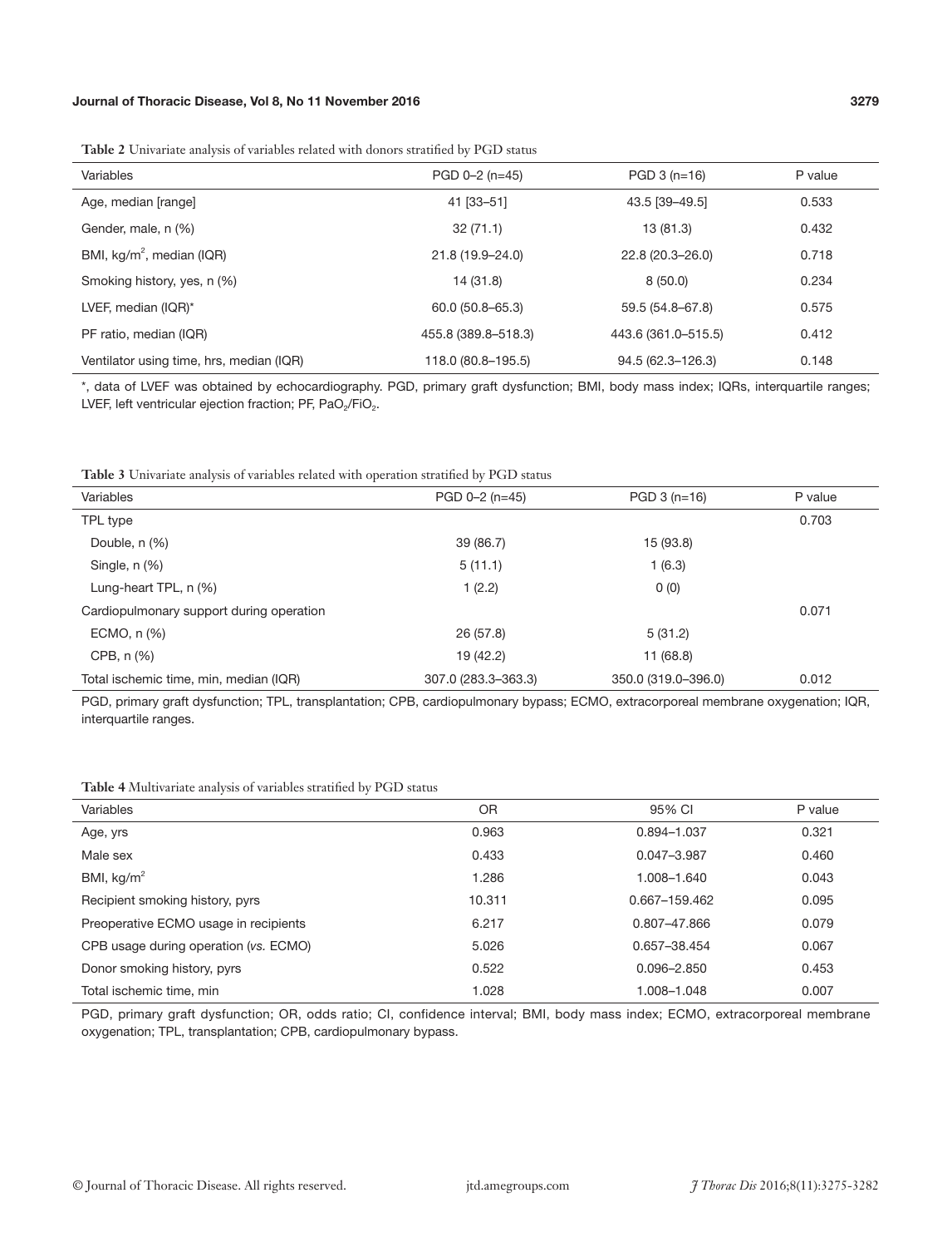**Table 2** Univariate analysis of variables related with donors stratified by PGD status

| Variables | PGD 0–2 (n=45) | PGD 3 (n=16) | P value |
|---|---|---|---|
| Age, median [range] | 41 [33–51] | 43.5 [39–49.5] | 0.533 |
| Gender, male, n (%) | 32 (71.1) | 13 (81.3) | 0.432 |
| BMI, kg/m$^2$, median (IQR) | 21.8 (19.9–24.0) | 22.8 (20.3–26.0) | 0.718 |
| Smoking history, yes, n (%) | 14 (31.8) | 8 (50.0) | 0.234 |
| LVEF, median (IQR)* | 60.0 (50.8–65.3) | 59.5 (54.8–67.8) | 0.575 |
| PF ratio, median (IQR) | 455.8 (389.8–518.3) | 443.6 (361.0–515.5) | 0.412 |
| Ventilator using time, hrs, median (IQR) | 118.0 (80.8–195.5) | 94.5 (62.3–126.3) | 0.148 |

*, data of LVEF was obtained by echocardiography. PGD, primary graft dysfunction; BMI, body mass index; IQRs, interquartile ranges; LVEF, left ventricular ejection fraction; PF, $PaO_2/FiO_2$.

**Table 3** Univariate analysis of variables related with operation stratified by PGD status

| Variables | PGD 0–2 (n=45) | PGD 3 (n=16) | P value |
|---|---|---|---|
| TPL type | | | 0.703 |
| Double, n (%) | 39 (86.7) | 15 (93.8) | |
| Single, n (%) | 5 (11.1) | 1 (6.3) | |
| Lung-heart TPL, n (%) | 1 (2.2) | 0 (0) | |
| Cardiopulmonary support during operation | | | 0.071 |
| ECMO, n (%) | 26 (57.8) | 5 (31.2) | |
| CPB, n (%) | 19 (42.2) | 11 (68.8) | |
| Total ischemic time, min, median (IQR) | 307.0 (283.3–363.3) | 350.0 (319.0–396.0) | 0.012 |

PGD, primary graft dysfunction; TPL, transplantation; CPB, cardiopulmonary bypass; ECMO, extracorporeal membrane oxygenation; IQR, interquartile ranges.

**Table 4** Multivariate analysis of variables stratified by PGD status

| Variables | OR | 95% CI | P value |
|---|---|---|---|
| Age, yrs | 0.963 | 0.894–1.037 | 0.321 |
| Male sex | 0.433 | 0.047–3.987 | 0.460 |
| BMI, kg/m$^2$ | 1.286 | 1.008–1.640 | 0.043 |
| Recipient smoking history, pyrs | 10.311 | 0.667–159.462 | 0.095 |
| Preoperative ECMO usage in recipients | 6.217 | 0.807–47.866 | 0.079 |
| CPB usage during operation (*vs.* ECMO) | 5.026 | 0.657–38.454 | 0.067 |
| Donor smoking history, pyrs | 0.522 | 0.096–2.850 | 0.453 |
| Total ischemic time, min | 1.028 | 1.008–1.048 | 0.007 |

PGD, primary graft dysfunction; OR, odds ratio; CI, confidence interval; BMI, body mass index; ECMO, extracorporeal membrane oxygenation; TPL, transplantation; CPB, cardiopulmonary bypass.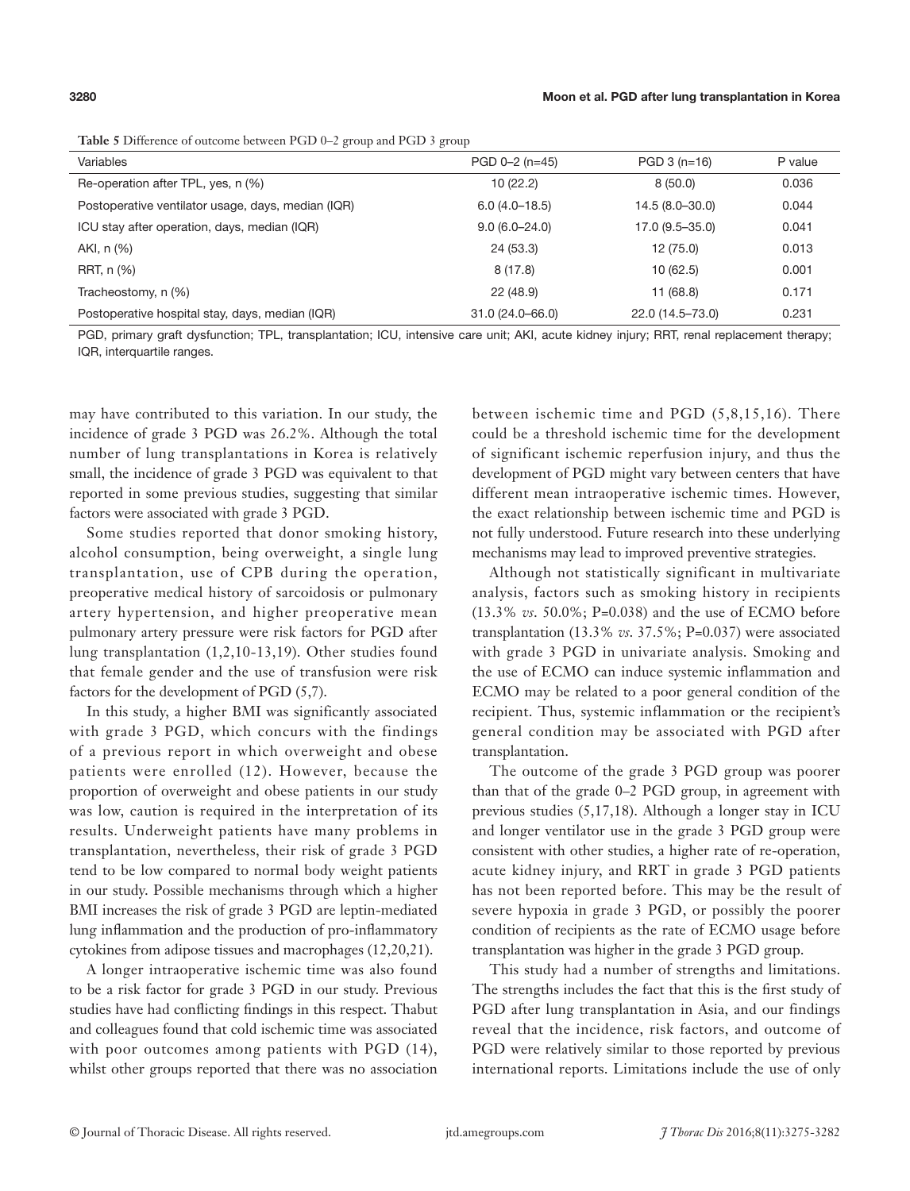**Table 5** Difference of outcome between PGD 0–2 group and PGD 3 group

| Variables | PGD 0–2 (n=45) | PGD 3 (n=16) | P value |
|---|---|---|---|
| Re-operation after TPL, yes, n (%) | 10 (22.2) | 8 (50.0) | 0.036 |
| Postoperative ventilator usage, days, median (IQR) | 6.0 (4.0–18.5) | 14.5 (8.0–30.0) | 0.044 |
| ICU stay after operation, days, median (IQR) | 9.0 (6.0–24.0) | 17.0 (9.5–35.0) | 0.041 |
| AKI, n (%) | 24 (53.3) | 12 (75.0) | 0.013 |
| RRT, n (%) | 8 (17.8) | 10 (62.5) | 0.001 |
| Tracheostomy, n (%) | 22 (48.9) | 11 (68.8) | 0.171 |
| Postoperative hospital stay, days, median (IQR) | 31.0 (24.0–66.0) | 22.0 (14.5–73.0) | 0.231 |

PGD, primary graft dysfunction; TPL, transplantation; ICU, intensive care unit; AKI, acute kidney injury; RRT, renal replacement therapy; IQR, interquartile ranges.

may have contributed to this variation. In our study, the incidence of grade 3 PGD was 26.2%. Although the total number of lung transplantations in Korea is relatively small, the incidence of grade 3 PGD was equivalent to that reported in some previous studies, suggesting that similar factors were associated with grade 3 PGD.

Some studies reported that donor smoking history, alcohol consumption, being overweight, a single lung transplantation, use of CPB during the operation, preoperative medical history of sarcoidosis or pulmonary artery hypertension, and higher preoperative mean pulmonary artery pressure were risk factors for PGD after lung transplantation (1,2,10-13,19). Other studies found that female gender and the use of transfusion were risk factors for the development of PGD (5,7).

In this study, a higher BMI was significantly associated with grade 3 PGD, which concurs with the findings of a previous report in which overweight and obese patients were enrolled (12). However, because the proportion of overweight and obese patients in our study was low, caution is required in the interpretation of its results. Underweight patients have many problems in transplantation, nevertheless, their risk of grade 3 PGD tend to be low compared to normal body weight patients in our study. Possible mechanisms through which a higher BMI increases the risk of grade 3 PGD are leptin-mediated lung inflammation and the production of pro-inflammatory cytokines from adipose tissues and macrophages (12,20,21).

A longer intraoperative ischemic time was also found to be a risk factor for grade 3 PGD in our study. Previous studies have had conflicting findings in this respect. Thabut and colleagues found that cold ischemic time was associated with poor outcomes among patients with PGD (14), whilst other groups reported that there was no association between ischemic time and PGD (5,8,15,16). There could be a threshold ischemic time for the development of significant ischemic reperfusion injury, and thus the development of PGD might vary between centers that have different mean intraoperative ischemic times. However, the exact relationship between ischemic time and PGD is not fully understood. Future research into these underlying mechanisms may lead to improved preventive strategies.

Although not statistically significant in multivariate analysis, factors such as smoking history in recipients (13.3% *vs.* 50.0%; P=0.038) and the use of ECMO before transplantation (13.3% *vs.* 37.5%; P=0.037) were associated with grade 3 PGD in univariate analysis. Smoking and the use of ECMO can induce systemic inflammation and ECMO may be related to a poor general condition of the recipient. Thus, systemic inflammation or the recipient's general condition may be associated with PGD after transplantation.

The outcome of the grade 3 PGD group was poorer than that of the grade 0–2 PGD group, in agreement with previous studies (5,17,18). Although a longer stay in ICU and longer ventilator use in the grade 3 PGD group were consistent with other studies, a higher rate of re-operation, acute kidney injury, and RRT in grade 3 PGD patients has not been reported before. This may be the result of severe hypoxia in grade 3 PGD, or possibly the poorer condition of recipients as the rate of ECMO usage before transplantation was higher in the grade 3 PGD group.

This study had a number of strengths and limitations. The strengths includes the fact that this is the first study of PGD after lung transplantation in Asia, and our findings reveal that the incidence, risk factors, and outcome of PGD were relatively similar to those reported by previous international reports. Limitations include the use of only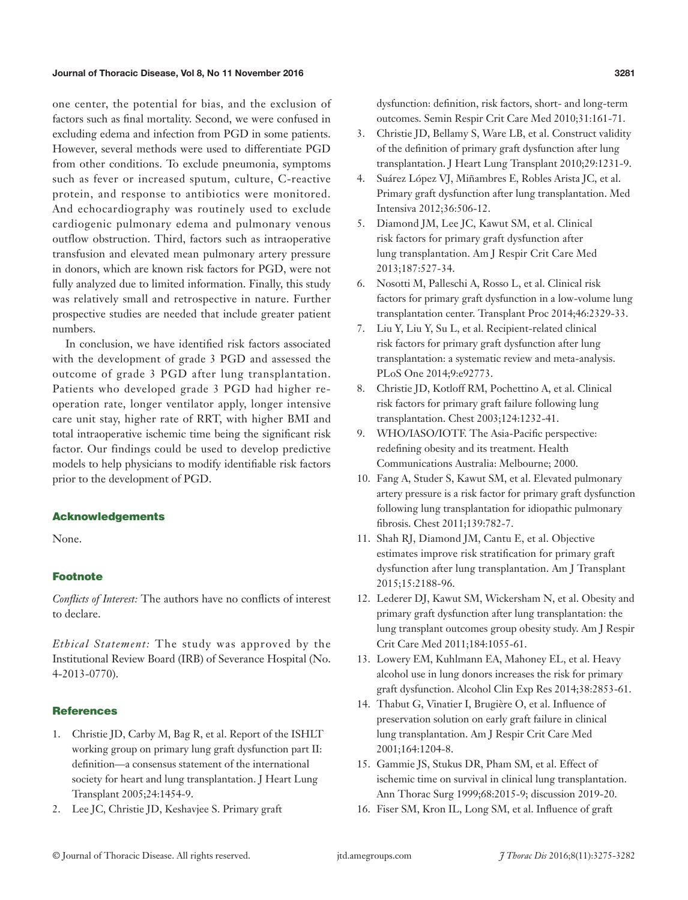one center, the potential for bias, and the exclusion of factors such as final mortality. Second, we were confused in excluding edema and infection from PGD in some patients. However, several methods were used to differentiate PGD from other conditions. To exclude pneumonia, symptoms such as fever or increased sputum, culture, C-reactive protein, and response to antibiotics were monitored. And echocardiography was routinely used to exclude cardiogenic pulmonary edema and pulmonary venous outflow obstruction. Third, factors such as intraoperative transfusion and elevated mean pulmonary artery pressure in donors, which are known risk factors for PGD, were not fully analyzed due to limited information. Finally, this study was relatively small and retrospective in nature. Further prospective studies are needed that include greater patient numbers.

In conclusion, we have identified risk factors associated with the development of grade 3 PGD and assessed the outcome of grade 3 PGD after lung transplantation. Patients who developed grade 3 PGD had higher re-operation rate, longer ventilator apply, longer intensive care unit stay, higher rate of RRT, with higher BMI and total intraoperative ischemic time being the significant risk factor. Our findings could be used to develop predictive models to help physicians to modify identifiable risk factors prior to the development of PGD.

## Acknowledgements

None.

## Footnote

*Conflicts of Interest:* The authors have no conflicts of interest to declare.

*Ethical Statement:* The study was approved by the Institutional Review Board (IRB) of Severance Hospital (No. 4-2013-0770).

## References

1. Christie JD, Carby M, Bag R, et al. Report of the ISHLT working group on primary lung graft dysfunction part II: definition—a consensus statement of the international society for heart and lung transplantation. J Heart Lung Transplant 2005;24:1454-9.
2. Lee JC, Christie JD, Keshavjee S. Primary graft dysfunction: definition, risk factors, short- and long-term outcomes. Semin Respir Crit Care Med 2010;31:161-71.
3. Christie JD, Bellamy S, Ware LB, et al. Construct validity of the definition of primary graft dysfunction after lung transplantation. J Heart Lung Transplant 2010;29:1231-9.
4. Suárez López VJ, Miñambres E, Robles Arista JC, et al. Primary graft dysfunction after lung transplantation. Med Intensiva 2012;36:506-12.
5. Diamond JM, Lee JC, Kawut SM, et al. Clinical risk factors for primary graft dysfunction after lung transplantation. Am J Respir Crit Care Med 2013;187:527-34.
6. Nosotti M, Palleschi A, Rosso L, et al. Clinical risk factors for primary graft dysfunction in a low-volume lung transplantation center. Transplant Proc 2014;46:2329-33.
7. Liu Y, Liu Y, Su L, et al. Recipient-related clinical risk factors for primary graft dysfunction after lung transplantation: a systematic review and meta-analysis. PLoS One 2014;9:e92773.
8. Christie JD, Kotloff RM, Pochettino A, et al. Clinical risk factors for primary graft failure following lung transplantation. Chest 2003;124:1232-41.
9. WHO/IASO/IOTF. The Asia-Pacific perspective: redefining obesity and its treatment. Health Communications Australia: Melbourne; 2000.
10. Fang A, Studer S, Kawut SM, et al. Elevated pulmonary artery pressure is a risk factor for primary graft dysfunction following lung transplantation for idiopathic pulmonary fibrosis. Chest 2011;139:782-7.
11. Shah RJ, Diamond JM, Cantu E, et al. Objective estimates improve risk stratification for primary graft dysfunction after lung transplantation. Am J Transplant 2015;15:2188-96.
12. Lederer DJ, Kawut SM, Wickersham N, et al. Obesity and primary graft dysfunction after lung transplantation: the lung transplant outcomes group obesity study. Am J Respir Crit Care Med 2011;184:1055-61.
13. Lowery EM, Kuhlmann EA, Mahoney EL, et al. Heavy alcohol use in lung donors increases the risk for primary graft dysfunction. Alcohol Clin Exp Res 2014;38:2853-61.
14. Thabut G, Vinatier I, Brugière O, et al. Influence of preservation solution on early graft failure in clinical lung transplantation. Am J Respir Crit Care Med 2001;164:1204-8.
15. Gammie JS, Stukus DR, Pham SM, et al. Effect of ischemic time on survival in clinical lung transplantation. Ann Thorac Surg 1999;68:2015-9; discussion 2019-20.
16. Fiser SM, Kron IL, Long SM, et al. Influence of graft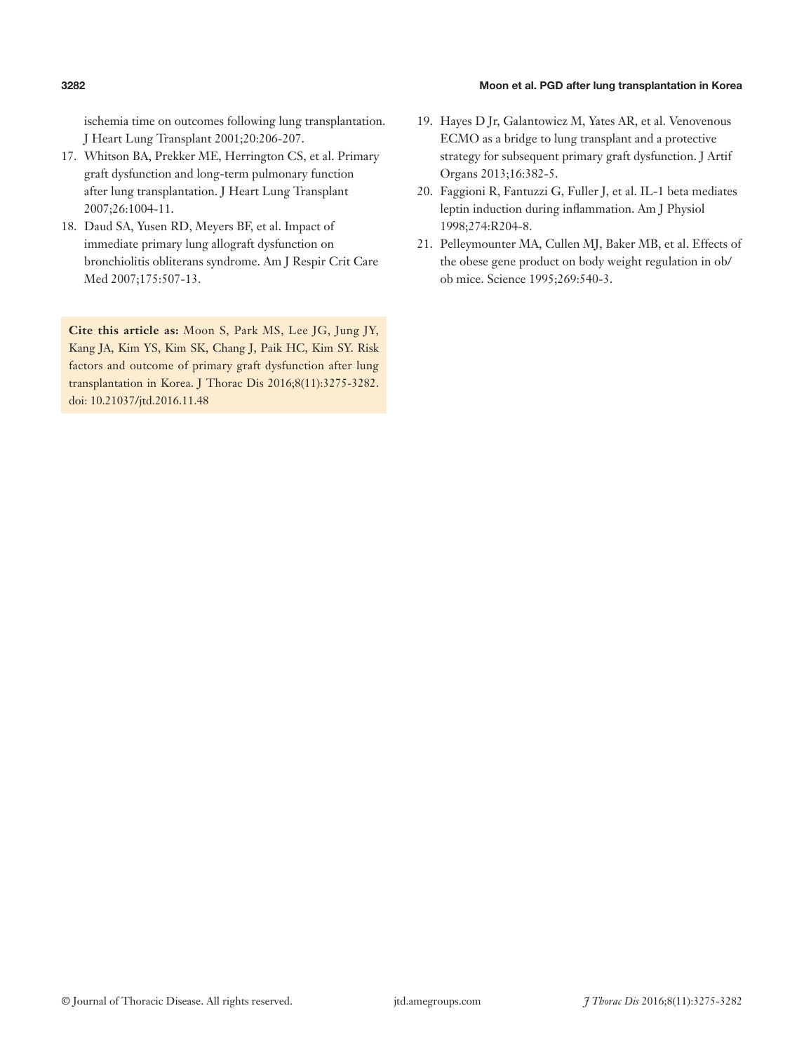ischemia time on outcomes following lung transplantation. J Heart Lung Transplant 2001;20:206-207.

17. Whitson BA, Prekker ME, Herrington CS, et al. Primary graft dysfunction and long-term pulmonary function after lung transplantation. J Heart Lung Transplant 2007;26:1004-11.
18. Daud SA, Yusen RD, Meyers BF, et al. Impact of immediate primary lung allograft dysfunction on bronchiolitis obliterans syndrome. Am J Respir Crit Care Med 2007;175:507-13.
19. Hayes D Jr, Galantowicz M, Yates AR, et al. Venovenous ECMO as a bridge to lung transplant and a protective strategy for subsequent primary graft dysfunction. J Artif Organs 2013;16:382-5.
20. Faggioni R, Fantuzzi G, Fuller J, et al. IL-1 beta mediates leptin induction during inflammation. Am J Physiol 1998;274:R204-8.
21. Pelleymounter MA, Cullen MJ, Baker MB, et al. Effects of the obese gene product on body weight regulation in ob/ob mice. Science 1995;269:540-3.

**Cite this article as:** Moon S, Park MS, Lee JG, Jung JY, Kang JA, Kim YS, Kim SK, Chang J, Paik HC, Kim SY. Risk factors and outcome of primary graft dysfunction after lung transplantation in Korea. J Thorac Dis 2016;8(11):3275-3282. doi: 10.21037/jtd.2016.11.48